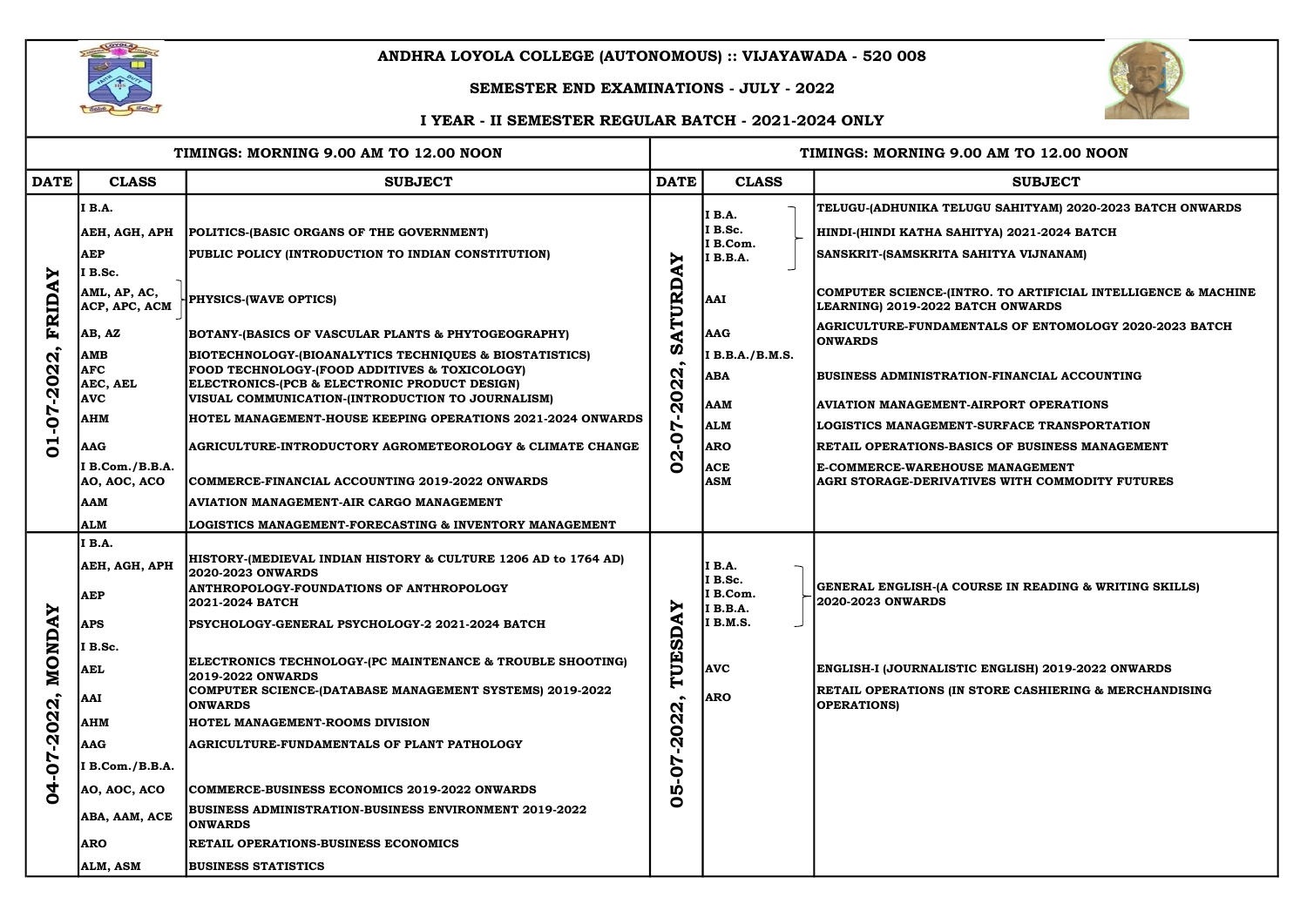# ANDHRA LOYOLA COLLEGE (AUTONOMOUS) :: VIJAYAWADA - 520 008

## SEMESTER END EXAMINATIONS - JULY - 2022

### I YEAR - II SEMESTER REGULAR BATCH - 2021-2024 ONLY

**TIMINGS: MORNING 9.00 AM TO 12.00 NOON**

| DATE | CLASS | SUBJECT |
|---|---|---|
| 01-07-2022, FRIDAY | I B.A. | |
| | AEH, AGH, APH | POLITICS-(BASIC ORGANS OF THE GOVERNMENT) |
| | AEP | PUBLIC POLICY (INTRODUCTION TO INDIAN CONSTITUTION) |
| | I B.Sc. | |
| | AML, AP, AC, ACP, APC, ACM | PHYSICS-(WAVE OPTICS) |
| | AB, AZ | BOTANY-(BASICS OF VASCULAR PLANTS & PHYTOGEOGRAPHY) |
| | AMB | BIOTECHNOLOGY-(BIOANALYTICS TECHNIQUES & BIOSTATISTICS) |
| | AFC | FOOD TECHNOLOGY-(FOOD ADDITIVES & TOXICOLOGY) |
| | AEC, AEL | ELECTRONICS-(PCB & ELECTRONIC PRODUCT DESIGN) |
| | AVC | VISUAL COMMUNICATION-(INTRODUCTION TO JOURNALISM) |
| | AHM | HOTEL MANAGEMENT-HOUSE KEEPING OPERATIONS 2021-2024 ONWARDS |
| | AAG | AGRICULTURE-INTRODUCTORY AGROMETEOROLOGY & CLIMATE CHANGE |
| | I B.Com./B.B.A. | |
| | AO, AOC, ACO | COMMERCE-FINANCIAL ACCOUNTING 2019-2022 ONWARDS |
| | AAM | AVIATION MANAGEMENT-AIR CARGO MANAGEMENT |
| | ALM | LOGISTICS MANAGEMENT-FORECASTING & INVENTORY MANAGEMENT |
| 02-07-2022, SATURDAY | I B.A., I B.Sc., I B.Com., I B.B.A. | TELUGU-(ADHUNIKA TELUGU SAHITYAM) 2020-2023 BATCH ONWARDS |
| | | HINDI-(HINDI KATHA SAHITYA) 2021-2024 BATCH |
| | | SANSKRIT-(SAMSKRITA SAHITYA VIJNANAM) |
| | AAI | COMPUTER SCIENCE-(INTRO. TO ARTIFICIAL INTELLIGENCE & MACHINE LEARNING) 2019-2022 BATCH ONWARDS |
| | AAG | AGRICULTURE-FUNDAMENTALS OF ENTOMOLOGY 2020-2023 BATCH ONWARDS |
| | I B.B.A./B.M.S. | |
| | ABA | BUSINESS ADMINISTRATION-FINANCIAL ACCOUNTING |
| | AAM | AVIATION MANAGEMENT-AIRPORT OPERATIONS |
| | ALM | LOGISTICS MANAGEMENT-SURFACE TRANSPORTATION |
| | ARO | RETAIL OPERATIONS-BASICS OF BUSINESS MANAGEMENT |
| | ACE | E-COMMERCE-WAREHOUSE MANAGEMENT |
| | ASM | AGRI STORAGE-DERIVATIVES WITH COMMODITY FUTURES |
| 04-07-2022, MONDAY | I B.A. | |
| | AEH, AGH, APH | HISTORY-(MEDIEVAL INDIAN HISTORY & CULTURE 1206 AD to 1764 AD) 2020-2023 ONWARDS |
| | AEP | ANTHROPOLOGY-FOUNDATIONS OF ANTHROPOLOGY 2021-2024 BATCH |
| | APS | PSYCHOLOGY-GENERAL PSYCHOLOGY-2 2021-2024 BATCH |
| | I B.Sc. | |
| | AEL | ELECTRONICS TECHNOLOGY-(PC MAINTENANCE & TROUBLE SHOOTING) 2019-2022 ONWARDS |
| | AAI | COMPUTER SCIENCE-(DATABASE MANAGEMENT SYSTEMS) 2019-2022 ONWARDS |
| | AHM | HOTEL MANAGEMENT-ROOMS DIVISION |
| | AAG | AGRICULTURE-FUNDAMENTALS OF PLANT PATHOLOGY |
| | I B.Com./B.B.A. | |
| | AO, AOC, ACO | COMMERCE-BUSINESS ECONOMICS 2019-2022 ONWARDS |
| | ABA, AAM, ACE | BUSINESS ADMINISTRATION-BUSINESS ENVIRONMENT 2019-2022 ONWARDS |
| | ARO | RETAIL OPERATIONS-BUSINESS ECONOMICS |
| | ALM, ASM | BUSINESS STATISTICS |
| 05-07-2022, TUESDAY | I B.A., I B.Sc., I B.Com., I B.B.A., I B.M.S. | GENERAL ENGLISH-(A COURSE IN READING & WRITING SKILLS) 2020-2023 ONWARDS |
| | AVC | ENGLISH-I (JOURNALISTIC ENGLISH) 2019-2022 ONWARDS |
| | ARO | RETAIL OPERATIONS (IN STORE CASHIERING & MERCHANDISING OPERATIONS) |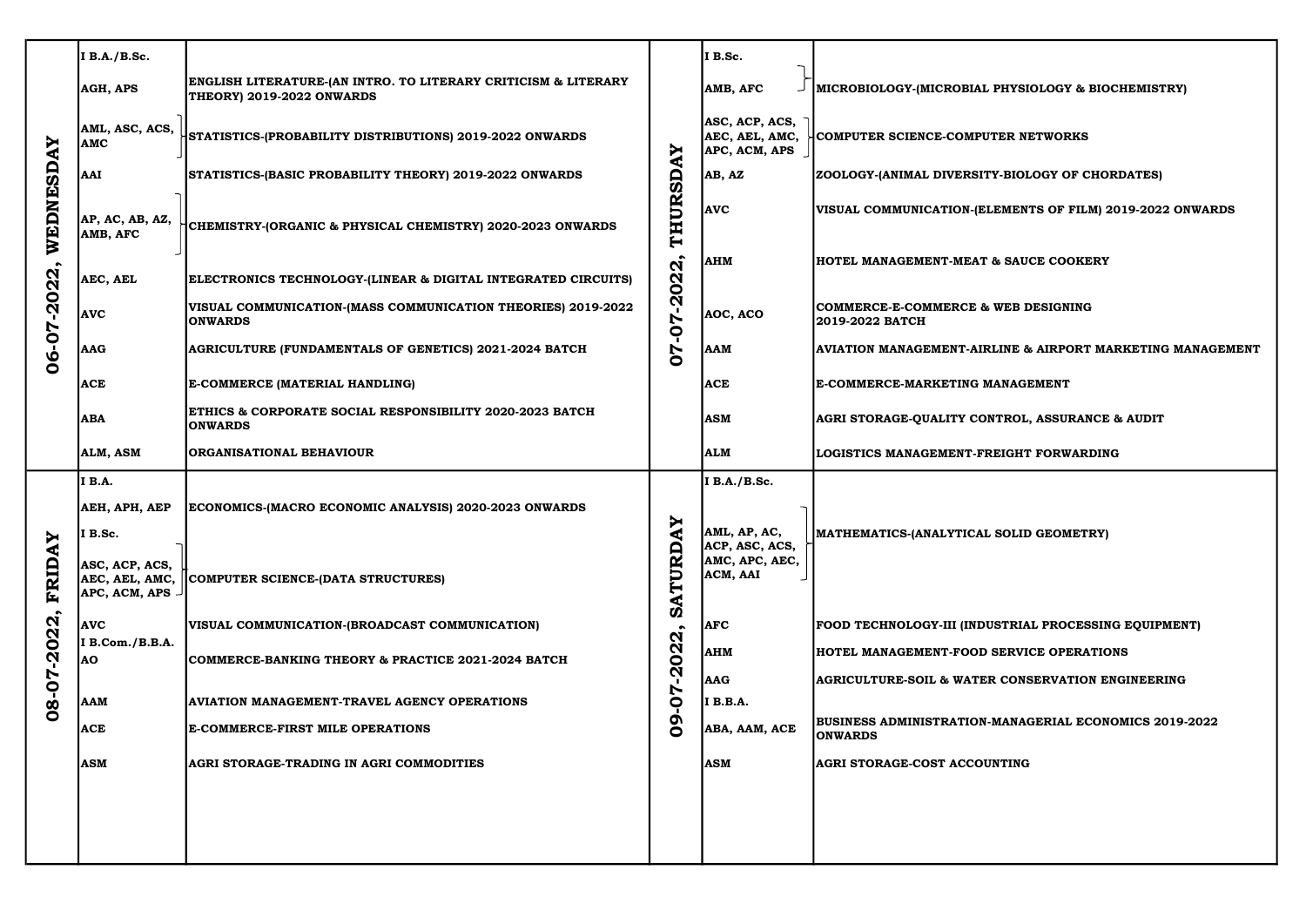| Date | Class / Code | Subject |
|---|---|---|
| **06-07-2022, WEDNESDAY** | **I B.A./B.Sc.** | |
| | **AGH, APS** | **ENGLISH LITERATURE-(AN INTRO. TO LITERARY CRITICISM & LITERARY THEORY) 2019-2022 ONWARDS** |
| | **AML, ASC, ACS, AMC** | **STATISTICS-(PROBABILITY DISTRIBUTIONS) 2019-2022 ONWARDS** |
| | **AAI** | **STATISTICS-(BASIC PROBABILITY THEORY) 2019-2022 ONWARDS** |
| | **AP, AC, AB, AZ, AMB, AFC** | **CHEMISTRY-(ORGANIC & PHYSICAL CHEMISTRY) 2020-2023 ONWARDS** |
| | **AEC, AEL** | **ELECTRONICS TECHNOLOGY-(LINEAR & DIGITAL INTEGRATED CIRCUITS)** |
| | **AVC** | **VISUAL COMMUNICATION-(MASS COMMUNICATION THEORIES) 2019-2022 ONWARDS** |
| | **AAG** | **AGRICULTURE (FUNDAMENTALS OF GENETICS) 2021-2024 BATCH** |
| | **ACE** | **E-COMMERCE (MATERIAL HANDLING)** |
| | **ABA** | **ETHICS & CORPORATE SOCIAL RESPONSIBILITY 2020-2023 BATCH ONWARDS** |
| | **ALM, ASM** | **ORGANISATIONAL BEHAVIOUR** |
| **07-07-2022, THURSDAY** | **I B.Sc.** | |
| | **AMB, AFC** | **MICROBIOLOGY-(MICROBIAL PHYSIOLOGY & BIOCHEMISTRY)** |
| | **ASC, ACP, ACS, AEC, AEL, AMC, APC, ACM, APS** | **COMPUTER SCIENCE-COMPUTER NETWORKS** |
| | **AB, AZ** | **ZOOLOGY-(ANIMAL DIVERSITY-BIOLOGY OF CHORDATES)** |
| | **AVC** | **VISUAL COMMUNICATION-(ELEMENTS OF FILM) 2019-2022 ONWARDS** |
| | **AHM** | **HOTEL MANAGEMENT-MEAT & SAUCE COOKERY** |
| | **AOC, ACO** | **COMMERCE-E-COMMERCE & WEB DESIGNING 2019-2022 BATCH** |
| | **AAM** | **AVIATION MANAGEMENT-AIRLINE & AIRPORT MARKETING MANAGEMENT** |
| | **ACE** | **E-COMMERCE-MARKETING MANAGEMENT** |
| | **ASM** | **AGRI STORAGE-QUALITY CONTROL, ASSURANCE & AUDIT** |
| | **ALM** | **LOGISTICS MANAGEMENT-FREIGHT FORWARDING** |
| **08-07-2022, FRIDAY** | **I B.A.** | |
| | **AEH, APH, AEP** | **ECONOMICS-(MACRO ECONOMIC ANALYSIS) 2020-2023 ONWARDS** |
| | **I B.Sc.** | |
| | **ASC, ACP, ACS, AEC, AEL, AMC, APC, ACM, APS** | **COMPUTER SCIENCE-(DATA STRUCTURES)** |
| | **AVC** | **VISUAL COMMUNICATION-(BROADCAST COMMUNICATION)** |
| | **I B.Com./B.B.A.** | |
| | **AO** | **COMMERCE-BANKING THEORY & PRACTICE 2021-2024 BATCH** |
| | **AAM** | **AVIATION MANAGEMENT-TRAVEL AGENCY OPERATIONS** |
| | **ACE** | **E-COMMERCE-FIRST MILE OPERATIONS** |
| | **ASM** | **AGRI STORAGE-TRADING IN AGRI COMMODITIES** |
| **09-07-2022, SATURDAY** | **I B.A./B.Sc.** | |
| | **AML, AP, AC, ACP, ASC, ACS, AMC, APC, AEC, ACM, AAI** | **MATHEMATICS-(ANALYTICAL SOLID GEOMETRY)** |
| | **AFC** | **FOOD TECHNOLOGY-III (INDUSTRIAL PROCESSING EQUIPMENT)** |
| | **AHM** | **HOTEL MANAGEMENT-FOOD SERVICE OPERATIONS** |
| | **AAG** | **AGRICULTURE-SOIL & WATER CONSERVATION ENGINEERING** |
| | **I B.B.A.** | |
| | **ABA, AAM, ACE** | **BUSINESS ADMINISTRATION-MANAGERIAL ECONOMICS 2019-2022 ONWARDS** |
| | **ASM** | **AGRI STORAGE-COST ACCOUNTING** |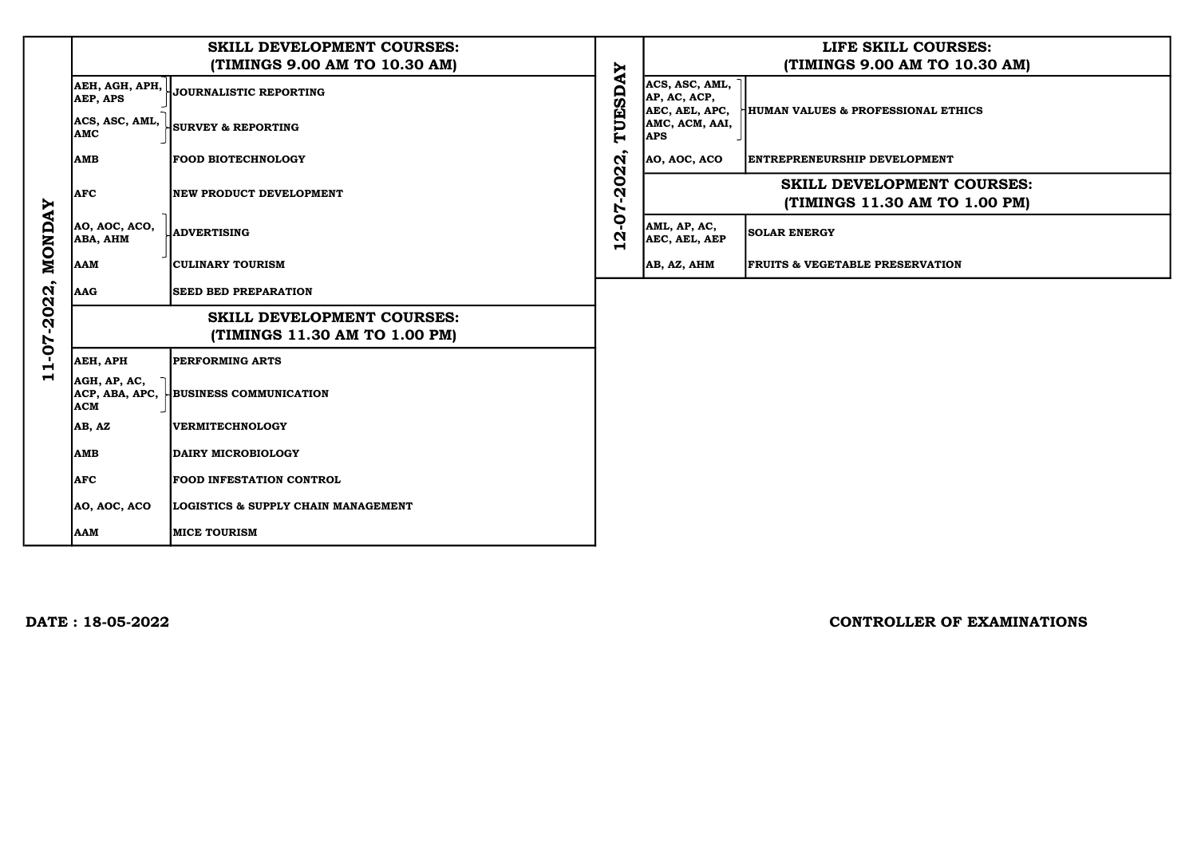## 11-07-2022, MONDAY

| | |
|---|---|
| **SKILL DEVELOPMENT COURSES: (TIMINGS 9.00 AM TO 10.30 AM)** | |
| AEH, AGH, APH, AEP, APS | JOURNALISTIC REPORTING |
| ACS, ASC, AML, AMC | SURVEY & REPORTING |
| AMB | FOOD BIOTECHNOLOGY |
| AFC | NEW PRODUCT DEVELOPMENT |
| AO, AOC, ACO, ABA, AHM | ADVERTISING |
| AAM | CULINARY TOURISM |
| AAG | SEED BED PREPARATION |
| **SKILL DEVELOPMENT COURSES: (TIMINGS 11.30 AM TO 1.00 PM)** | |
| AEH, APH | PERFORMING ARTS |
| AGH, AP, AC, ACP, ABA, APC, ACM | BUSINESS COMMUNICATION |
| AB, AZ | VERMITECHNOLOGY |
| AMB | DAIRY MICROBIOLOGY |
| AFC | FOOD INFESTATION CONTROL |
| AO, AOC, ACO | LOGISTICS & SUPPLY CHAIN MANAGEMENT |
| AAM | MICE TOURISM |

## 12-07-2022, TUESDAY

| | |
|---|---|
| **LIFE SKILL COURSES: (TIMINGS 9.00 AM TO 10.30 AM)** | |
| ACS, ASC, AML, AP, AC, ACP, AEC, AEL, APC, AMC, ACM, AAI, APS | HUMAN VALUES & PROFESSIONAL ETHICS |
| AO, AOC, ACO | ENTREPRENEURSHIP DEVELOPMENT |
| **SKILL DEVELOPMENT COURSES: (TIMINGS 11.30 AM TO 1.00 PM)** | |
| AML, AP, AC, AEC, AEL, AEP | SOLAR ENERGY |
| AB, AZ, AHM | FRUITS & VEGETABLE PRESERVATION |

**DATE : 18-05-2022**

**CONTROLLER OF EXAMINATIONS**